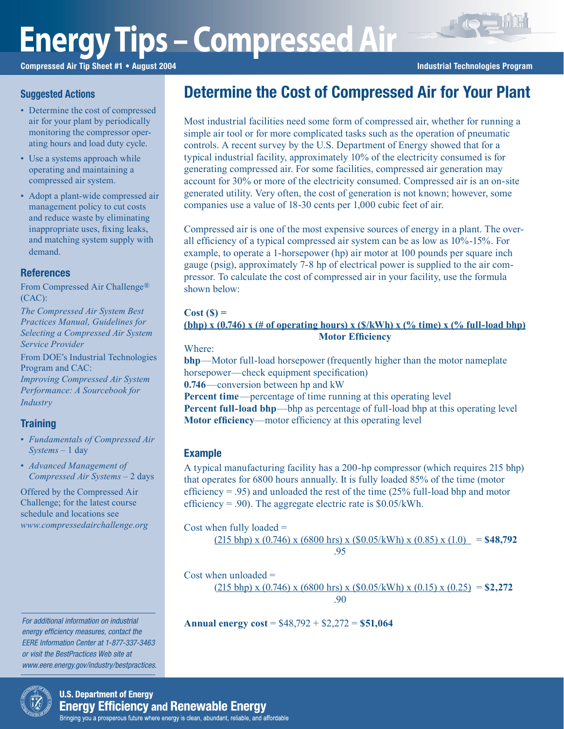# Energy Tips – Compressed Air

**Compressed Air Tip Sheet #1 • August 2004** **Industrial Technologies Program**

## Determine the Cost of Compressed Air for Your Plant

Most industrial facilities need some form of compressed air, whether for running a simple air tool or for more complicated tasks such as the operation of pneumatic controls. A recent survey by the U.S. Department of Energy showed that for a typical industrial facility, approximately 10% of the electricity consumed is for generating compressed air. For some facilities, compressed air generation may account for 30% or more of the electricity consumed. Compressed air is an on-site generated utility. Very often, the cost of generation is not known; however, some companies use a value of 18-30 cents per 1,000 cubic feet of air.

Compressed air is one of the most expensive sources of energy in a plant. The overall efficiency of a typical compressed air system can be as low as 10%-15%. For example, to operate a 1-horsepower (hp) air motor at 100 pounds per square inch gauge (psig), approximately 7-8 hp of electrical power is supplied to the air compressor. To calculate the cost of compressed air in your facility, use the formula shown below:

$$\text{Cost (\$)} = \frac{(\text{bhp}) \times (0.746) \times (\text{\# of operating hours}) \times (\text{\$/kWh}) \times (\text{\% time}) \times (\text{\% full-load bhp})}{\text{Motor Efficiency}}$$

Where:

**bhp**—Motor full-load horsepower (frequently higher than the motor nameplate horsepower—check equipment specification)

**0.746**—conversion between hp and kW

**Percent time**—percentage of time running at this operating level

**Percent full-load bhp**—bhp as percentage of full-load bhp at this operating level

**Motor efficiency**—motor efficiency at this operating level

### Example

A typical manufacturing facility has a 200-hp compressor (which requires 215 bhp) that operates for 6800 hours annually. It is fully loaded 85% of the time (motor efficiency = .95) and unloaded the rest of the time (25% full-load bhp and motor efficiency = .90). The aggregate electric rate is $0.05/kWh.

Cost when fully loaded =

$$\frac{(215 \text{ bhp}) \times (0.746) \times (6800 \text{ hrs}) \times (\$0.05/\text{kWh}) \times (0.85) \times (1.0)}{.95} = \mathbf{\$48,792}$$

Cost when unloaded =

$$\frac{(215 \text{ bhp}) \times (0.746) \times (6800 \text{ hrs}) \times (\$0.05/\text{kWh}) \times (0.15) \times (0.25)}{.90} = \mathbf{\$2,272}$$

**Annual energy cost** = $48,792 + $2,272 = **$51,064**

### Suggested Actions

- Determine the cost of compressed air for your plant by periodically monitoring the compressor operating hours and load duty cycle.
- Use a systems approach while operating and maintaining a compressed air system.
- Adopt a plant-wide compressed air management policy to cut costs and reduce waste by eliminating inappropriate uses, fixing leaks, and matching system supply with demand.

### References

From Compressed Air Challenge® (CAC):

*The Compressed Air System Best Practices Manual, Guidelines for Selecting a Compressed Air System Service Provider*

From DOE's Industrial Technologies Program and CAC:

*Improving Compressed Air System Performance: A Sourcebook for Industry*

### Training

- *Fundamentals of Compressed Air Systems* – 1 day
- *Advanced Management of Compressed Air Systems* – 2 days

Offered by the Compressed Air Challenge; for the latest course schedule and locations see *www.compressedairchallenge.org*

*For additional information on industrial energy efficiency measures, contact the EERE Information Center at 1-877-337-3463 or visit the BestPractices Web site at www.eere.energy.gov/industry/bestpractices.*

**U.S. Department of Energy**
**Energy Efficiency and Renewable Energy**
Bringing you a prosperous future where energy is clean, abundant, reliable, and affordable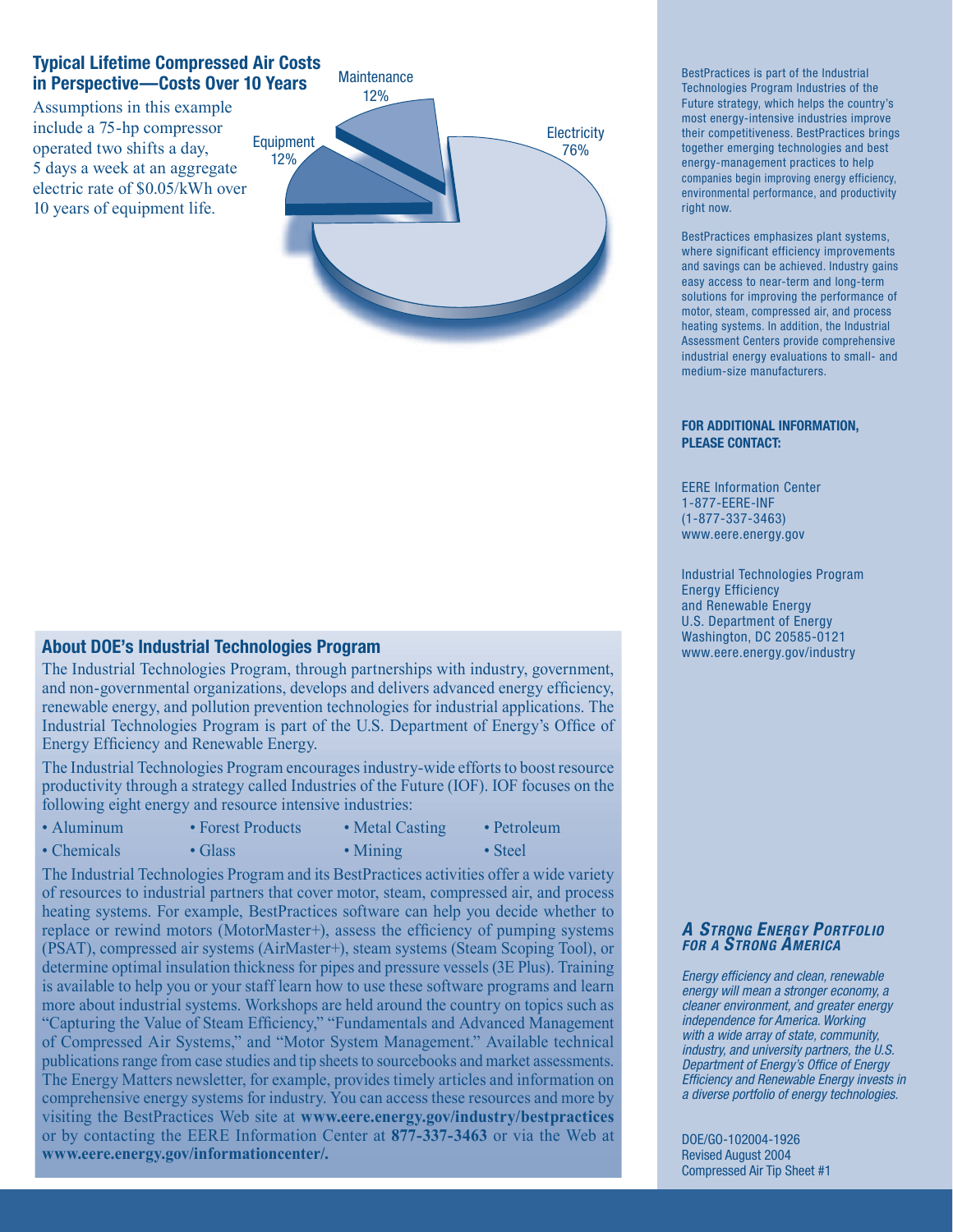### Typical Lifetime Compressed Air Costs in Perspective—Costs Over 10 Years

Assumptions in this example include a 75-hp compressor operated two shifts a day, 5 days a week at an aggregate electric rate of \$0.05/kWh over 10 years of equipment life.

Maintenance
12%

Equipment
12%

Electricity
76%

### About DOE's Industrial Technologies Program

The Industrial Technologies Program, through partnerships with industry, government, and non-governmental organizations, develops and delivers advanced energy efficiency, renewable energy, and pollution prevention technologies for industrial applications. The Industrial Technologies Program is part of the U.S. Department of Energy's Office of Energy Efficiency and Renewable Energy.

The Industrial Technologies Program encourages industry-wide efforts to boost resource productivity through a strategy called Industries of the Future (IOF). IOF focuses on the following eight energy and resource intensive industries:

- Aluminum
- Forest Products
- Metal Casting
- Petroleum
- Chemicals
- Glass
- Mining
- Steel

The Industrial Technologies Program and its BestPractices activities offer a wide variety of resources to industrial partners that cover motor, steam, compressed air, and process heating systems. For example, BestPractices software can help you decide whether to replace or rewind motors (MotorMaster+), assess the efficiency of pumping systems (PSAT), compressed air systems (AirMaster+), steam systems (Steam Scoping Tool), or determine optimal insulation thickness for pipes and pressure vessels (3E Plus). Training is available to help you or your staff learn how to use these software programs and learn more about industrial systems. Workshops are held around the country on topics such as "Capturing the Value of Steam Efficiency," "Fundamentals and Advanced Management of Compressed Air Systems," and "Motor System Management." Available technical publications range from case studies and tip sheets to sourcebooks and market assessments. The Energy Matters newsletter, for example, provides timely articles and information on comprehensive energy systems for industry. You can access these resources and more by visiting the BestPractices Web site at **www.eere.energy.gov/industry/bestpractices** or by contacting the EERE Information Center at **877-337-3463** or via the Web at **www.eere.energy.gov/informationcenter/.**

BestPractices is part of the Industrial Technologies Program Industries of the Future strategy, which helps the country's most energy-intensive industries improve their competitiveness. BestPractices brings together emerging technologies and best energy-management practices to help companies begin improving energy efficiency, environmental performance, and productivity right now.

BestPractices emphasizes plant systems, where significant efficiency improvements and savings can be achieved. Industry gains easy access to near-term and long-term solutions for improving the performance of motor, steam, compressed air, and process heating systems. In addition, the Industrial Assessment Centers provide comprehensive industrial energy evaluations to small- and medium-size manufacturers.

**FOR ADDITIONAL INFORMATION, PLEASE CONTACT:**

EERE Information Center
1-877-EERE-INF
(1-877-337-3463)
www.eere.energy.gov

Industrial Technologies Program
Energy Efficiency
and Renewable Energy
U.S. Department of Energy
Washington, DC 20585-0121
www.eere.energy.gov/industry

***A Strong Energy Portfolio for a Strong America***

*Energy efficiency and clean, renewable energy will mean a stronger economy, a cleaner environment, and greater energy independence for America. Working with a wide array of state, community, industry, and university partners, the U.S. Department of Energy's Office of Energy Efficiency and Renewable Energy invests in a diverse portfolio of energy technologies.*

DOE/GO-102004-1926
Revised August 2004
Compressed Air Tip Sheet #1